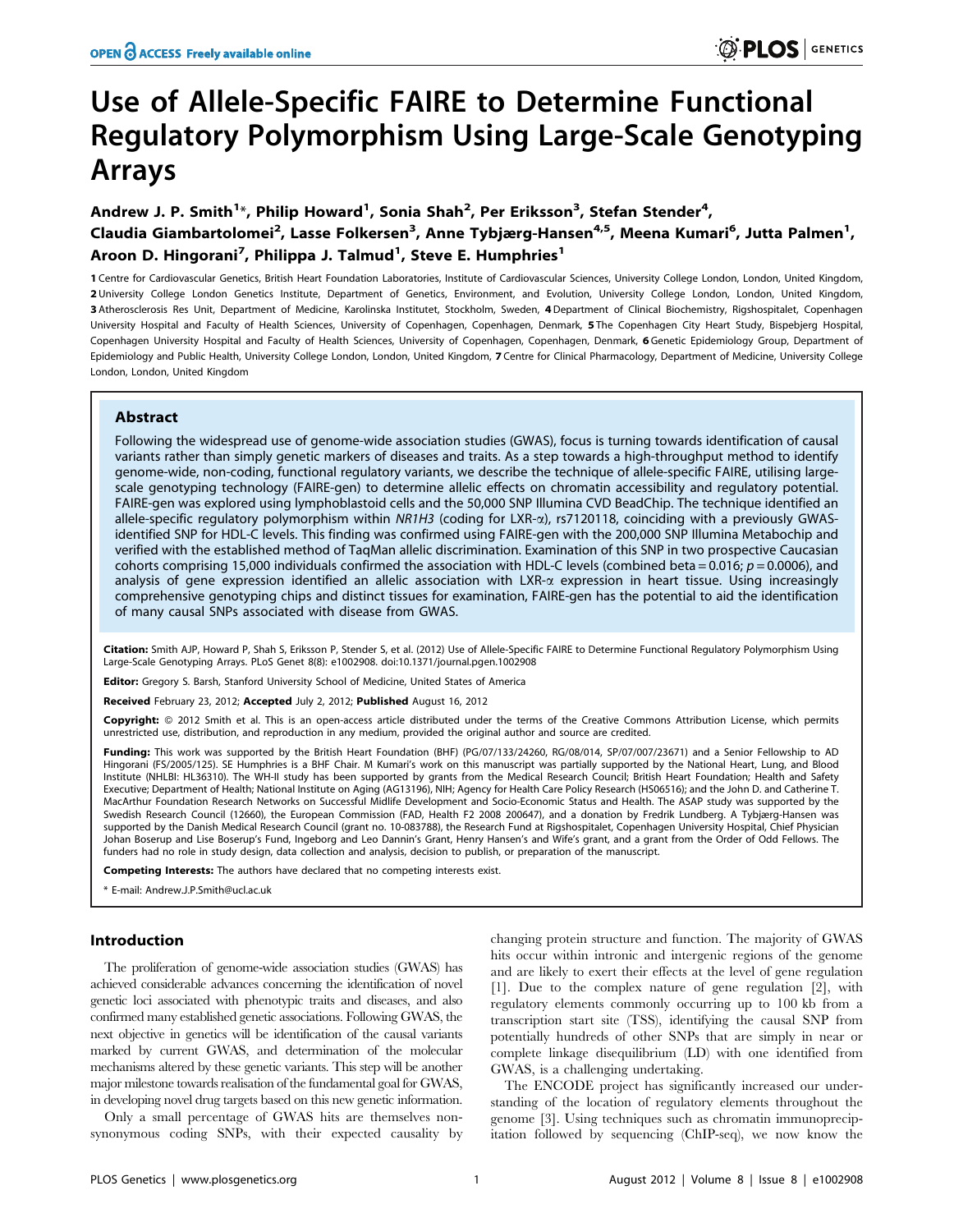# Use of Allele-Specific FAIRE to Determine Functional Regulatory Polymorphism Using Large-Scale Genotyping Arrays

**Andrew J. P. Smith[1]*, Philip Howard[1], Sonia Shah[2], Per Eriksson[3], Stefan Stender[4], Claudia Giambartolomei[2], Lasse Folkersen[3], Anne Tybjærg-Hansen[4,5], Meena Kumari[6], Jutta Palmen[1], Aroon D. Hingorani[7], Philippa J. Talmud[1], Steve E. Humphries[1]**

1 Centre for Cardiovascular Genetics, British Heart Foundation Laboratories, Institute of Cardiovascular Sciences, University College London, London, United Kingdom, 2 University College London Genetics Institute, Department of Genetics, Environment, and Evolution, University College London, London, United Kingdom, 3 Atherosclerosis Res Unit, Department of Medicine, Karolinska Institutet, Stockholm, Sweden, 4 Department of Clinical Biochemistry, Rigshospitalet, Copenhagen University Hospital and Faculty of Health Sciences, University of Copenhagen, Copenhagen, Denmark, 5 The Copenhagen City Heart Study, Bispebjerg Hospital, Copenhagen University Hospital and Faculty of Health Sciences, University of Copenhagen, Copenhagen, Denmark, 6 Genetic Epidemiology Group, Department of Epidemiology and Public Health, University College London, London, United Kingdom, 7 Centre for Clinical Pharmacology, Department of Medicine, University College London, London, United Kingdom

## Abstract

Following the widespread use of genome-wide association studies (GWAS), focus is turning towards identification of causal variants rather than simply genetic markers of diseases and traits. As a step towards a high-throughput method to identify genome-wide, non-coding, functional regulatory variants, we describe the technique of allele-specific FAIRE, utilising large-scale genotyping technology (FAIRE-gen) to determine allelic effects on chromatin accessibility and regulatory potential. FAIRE-gen was explored using lymphoblastoid cells and the 50,000 SNP Illumina CVD BeadChip. The technique identified an allele-specific regulatory polymorphism within *NR1H3* (coding for LXR-α), rs7120118, coinciding with a previously GWAS-identified SNP for HDL-C levels. This finding was confirmed using FAIRE-gen with the 200,000 SNP Illumina Metabochip and verified with the established method of TaqMan allelic discrimination. Examination of this SNP in two prospective Caucasian cohorts comprising 15,000 individuals confirmed the association with HDL-C levels (combined beta = 0.016; $p = 0.0006$), and analysis of gene expression identified an allelic association with LXR-α expression in heart tissue. Using increasingly comprehensive genotyping chips and distinct tissues for examination, FAIRE-gen has the potential to aid the identification of many causal SNPs associated with disease from GWAS.

**Citation:** Smith AJP, Howard P, Shah S, Eriksson P, Stender S, et al. (2012) Use of Allele-Specific FAIRE to Determine Functional Regulatory Polymorphism Using Large-Scale Genotyping Arrays. PLoS Genet 8(8): e1002908. doi:10.1371/journal.pgen.1002908

**Editor:** Gregory S. Barsh, Stanford University School of Medicine, United States of America

**Received** February 23, 2012; **Accepted** July 2, 2012; **Published** August 16, 2012

**Copyright:** © 2012 Smith et al. This is an open-access article distributed under the terms of the Creative Commons Attribution License, which permits unrestricted use, distribution, and reproduction in any medium, provided the original author and source are credited.

**Funding:** This work was supported by the British Heart Foundation (BHF) (PG/07/133/24260, RG/08/014, SP/07/007/23671) and a Senior Fellowship to AD Hingorani (FS/2005/125). SE Humphries is a BHF Chair. M Kumari's work on this manuscript was partially supported by the National Heart, Lung, and Blood Institute (NHLBI: HL36310). The WH-II study has been supported by grants from the Medical Research Council; British Heart Foundation; Health and Safety Executive; Department of Health; National Institute on Aging (AG13196), NIH; Agency for Health Care Policy Research (HS06516); and the John D. and Catherine T. MacArthur Foundation Research Networks on Successful Midlife Development and Socio-Economic Status and Health. The ASAP study was supported by the Swedish Research Council (12660), the European Commission (FAD, Health F2 2008 200647), and a donation by Fredrik Lundberg. A Tybjærg-Hansen was supported by the Danish Medical Research Council (grant no. 10-083788), the Research Fund at Rigshospitalet, Copenhagen University Hospital, Chief Physician Johan Boserup and Lise Boserup's Fund, Ingeborg and Leo Dannin's Grant, Henry Hansen's and Wife's grant, and a grant from the Order of Odd Fellows. The funders had no role in study design, data collection and analysis, decision to publish, or preparation of the manuscript.

**Competing Interests:** The authors have declared that no competing interests exist.

* E-mail: Andrew.J.P.Smith@ucl.ac.uk

## Introduction

The proliferation of genome-wide association studies (GWAS) has achieved considerable advances concerning the identification of novel genetic loci associated with phenotypic traits and diseases, and also confirmed many established genetic associations. Following GWAS, the next objective in genetics will be identification of the causal variants marked by current GWAS, and determination of the molecular mechanisms altered by these genetic variants. This step will be another major milestone towards realisation of the fundamental goal for GWAS, in developing novel drug targets based on this new genetic information.

Only a small percentage of GWAS hits are themselves non-synonymous coding SNPs, with their expected causality by changing protein structure and function. The majority of GWAS hits occur within intronic and intergenic regions of the genome and are likely to exert their effects at the level of gene regulation [1]. Due to the complex nature of gene regulation [2], with regulatory elements commonly occurring up to 100 kb from a transcription start site (TSS), identifying the causal SNP from potentially hundreds of other SNPs that are simply in near or complete linkage disequilibrium (LD) with one identified from GWAS, is a challenging undertaking.

The ENCODE project has significantly increased our understanding of the location of regulatory elements throughout the genome [3]. Using techniques such as chromatin immunoprecipitation followed by sequencing (ChIP-seq), we now know the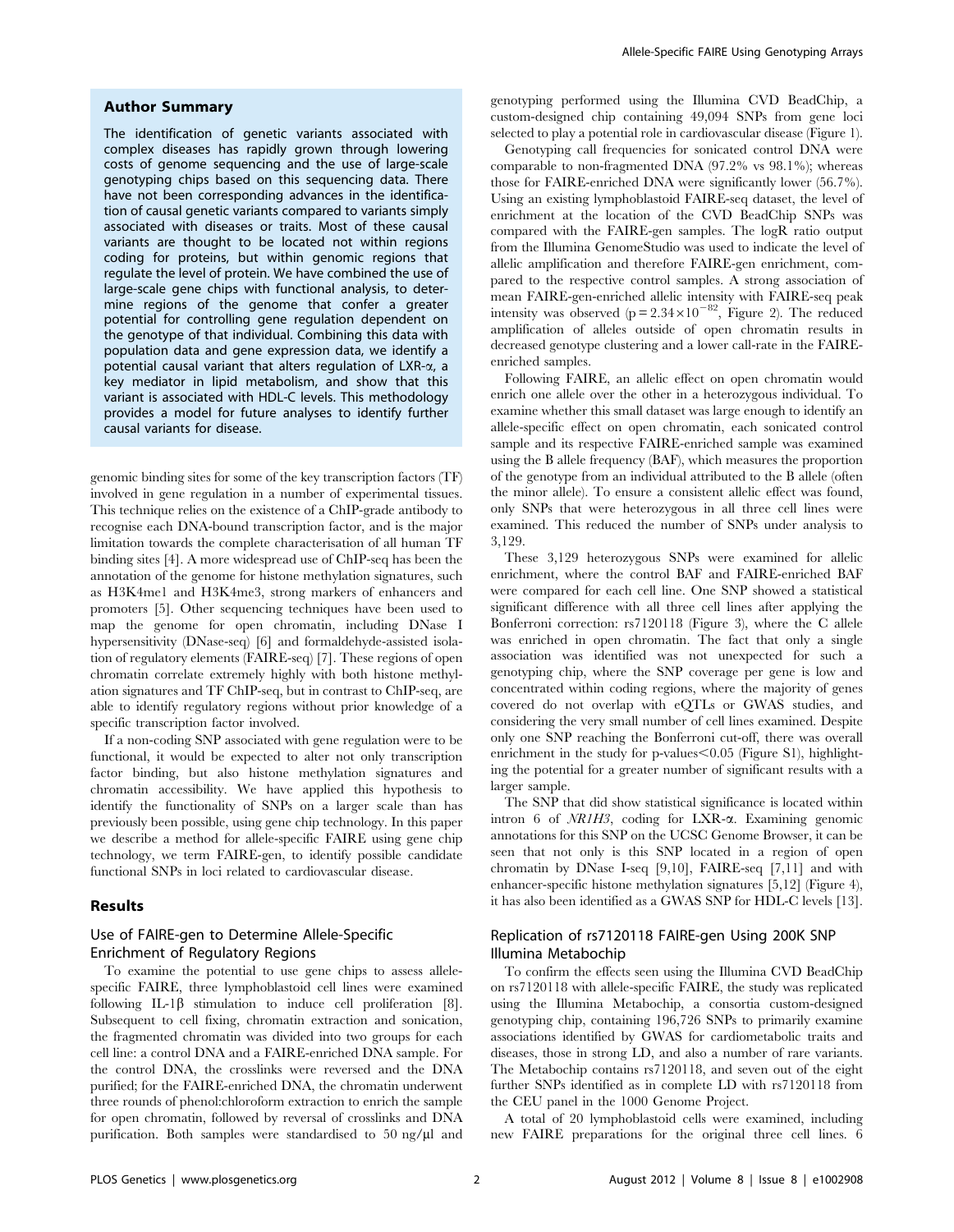## Author Summary

The identification of genetic variants associated with complex diseases has rapidly grown through lowering costs of genome sequencing and the use of large-scale genotyping chips based on this sequencing data. There have not been corresponding advances in the identification of causal genetic variants compared to variants simply associated with diseases or traits. Most of these causal variants are thought to be located not within regions coding for proteins, but within genomic regions that regulate the level of protein. We have combined the use of large-scale gene chips with functional analysis, to determine regions of the genome that confer a greater potential for controlling gene regulation dependent on the genotype of that individual. Combining this data with population data and gene expression data, we identify a potential causal variant that alters regulation of LXR-α, a key mediator in lipid metabolism, and show that this variant is associated with HDL-C levels. This methodology provides a model for future analyses to identify further causal variants for disease.

genomic binding sites for some of the key transcription factors (TF) involved in gene regulation in a number of experimental tissues. This technique relies on the existence of a ChIP-grade antibody to recognise each DNA-bound transcription factor, and is the major limitation towards the complete characterisation of all human TF binding sites [4]. A more widespread use of ChIP-seq has been the annotation of the genome for histone methylation signatures, such as H3K4me1 and H3K4me3, strong markers of enhancers and promoters [5]. Other sequencing techniques have been used to map the genome for open chromatin, including DNase I hypersensitivity (DNase-seq) [6] and formaldehyde-assisted isolation of regulatory elements (FAIRE-seq) [7]. These regions of open chromatin correlate extremely highly with both histone methylation signatures and TF ChIP-seq, but in contrast to ChIP-seq, are able to identify regulatory regions without prior knowledge of a specific transcription factor involved.

If a non-coding SNP associated with gene regulation were to be functional, it would be expected to alter not only transcription factor binding, but also histone methylation signatures and chromatin accessibility. We have applied this hypothesis to identify the functionality of SNPs on a larger scale than has previously been possible, using gene chip technology. In this paper we describe a method for allele-specific FAIRE using gene chip technology, we term FAIRE-gen, to identify possible candidate functional SNPs in loci related to cardiovascular disease.

## Results

### Use of FAIRE-gen to Determine Allele-Specific Enrichment of Regulatory Regions

To examine the potential to use gene chips to assess allele-specific FAIRE, three lymphoblastoid cell lines were examined following IL-1β stimulation to induce cell proliferation [8]. Subsequent to cell fixing, chromatin extraction and sonication, the fragmented chromatin was divided into two groups for each cell line: a control DNA and a FAIRE-enriched DNA sample. For the control DNA, the crosslinks were reversed and the DNA purified; for the FAIRE-enriched DNA, the chromatin underwent three rounds of phenol:chloroform extraction to enrich the sample for open chromatin, followed by reversal of crosslinks and DNA purification. Both samples were standardised to 50 ng/µl and genotyping performed using the Illumina CVD BeadChip, a custom-designed chip containing 49,094 SNPs from gene loci selected to play a potential role in cardiovascular disease (Figure 1).

Genotyping call frequencies for sonicated control DNA were comparable to non-fragmented DNA (97.2% vs 98.1%); whereas those for FAIRE-enriched DNA were significantly lower (56.7%). Using an existing lymphoblastoid FAIRE-seq dataset, the level of enrichment at the location of the CVD BeadChip SNPs was compared with the FAIRE-gen samples. The logR ratio output from the Illumina GenomeStudio was used to indicate the level of allelic amplification and therefore FAIRE-gen enrichment, compared to the respective control samples. A strong association of mean FAIRE-gen-enriched allelic intensity with FAIRE-seq peak intensity was observed ($p = 2.34\times10^{-82}$, Figure 2). The reduced amplification of alleles outside of open chromatin results in decreased genotype clustering and a lower call-rate in the FAIRE-enriched samples.

Following FAIRE, an allelic effect on open chromatin would enrich one allele over the other in a heterozygous individual. To examine whether this small dataset was large enough to identify an allele-specific effect on open chromatin, each sonicated control sample and its respective FAIRE-enriched sample was examined using the B allele frequency (BAF), which measures the proportion of the genotype from an individual attributed to the B allele (often the minor allele). To ensure a consistent allelic effect was found, only SNPs that were heterozygous in all three cell lines were examined. This reduced the number of SNPs under analysis to 3,129.

These 3,129 heterozygous SNPs were examined for allelic enrichment, where the control BAF and FAIRE-enriched BAF were compared for each cell line. One SNP showed a statistical significant difference with all three cell lines after applying the Bonferroni correction: rs7120118 (Figure 3), where the C allele was enriched in open chromatin. The fact that only a single association was identified was not unexpected for such a genotyping chip, where the SNP coverage per gene is low and concentrated within coding regions, where the majority of genes covered do not overlap with eQTLs or GWAS studies, and considering the very small number of cell lines examined. Despite only one SNP reaching the Bonferroni cut-off, there was overall enrichment in the study for p-values $<0.05$ (Figure S1), highlighting the potential for a greater number of significant results with a larger sample.

The SNP that did show statistical significance is located within intron 6 of *NR1H3*, coding for LXR-α. Examining genomic annotations for this SNP on the UCSC Genome Browser, it can be seen that not only is this SNP located in a region of open chromatin by DNase I-seq [9,10], FAIRE-seq [7,11] and with enhancer-specific histone methylation signatures [5,12] (Figure 4), it has also been identified as a GWAS SNP for HDL-C levels [13].

### Replication of rs7120118 FAIRE-gen Using 200K SNP Illumina Metabochip

To confirm the effects seen using the Illumina CVD BeadChip on rs7120118 with allele-specific FAIRE, the study was replicated using the Illumina Metabochip, a consortia custom-designed genotyping chip, containing 196,726 SNPs to primarily examine associations identified by GWAS for cardiometabolic traits and diseases, those in strong LD, and also a number of rare variants. The Metabochip contains rs7120118, and seven out of the eight further SNPs identified as in complete LD with rs7120118 from the CEU panel in the 1000 Genome Project.

A total of 20 lymphoblastoid cells were examined, including new FAIRE preparations for the original three cell lines. 6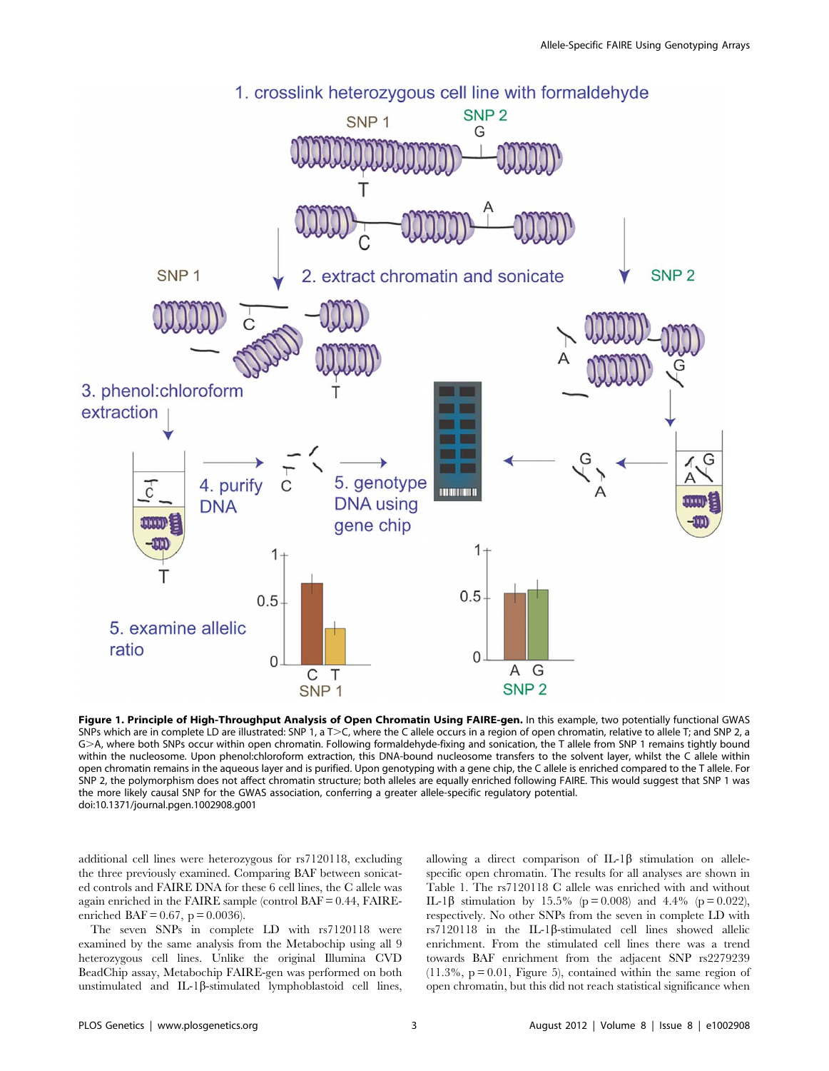**Figure 1. Principle of High-Throughput Analysis of Open Chromatin Using FAIRE-gen.** In this example, two potentially functional GWAS SNPs which are in complete LD are illustrated: SNP 1, a T>C, where the C allele occurs in a region of open chromatin, relative to allele T; and SNP 2, a G>A, where both SNPs occur within open chromatin. Following formaldehyde-fixing and sonication, the T allele from SNP 1 remains tightly bound within the nucleosome. Upon phenol:chloroform extraction, this DNA-bound nucleosome transfers to the solvent layer, whilst the C allele within open chromatin remains in the aqueous layer and is purified. Upon genotyping with a gene chip, the C allele is enriched compared to the T allele. For SNP 2, the polymorphism does not affect chromatin structure; both alleles are equally enriched following FAIRE. This would suggest that SNP 1 was the more likely causal SNP for the GWAS association, conferring a greater allele-specific regulatory potential.
doi:10.1371/journal.pgen.1002908.g001

additional cell lines were heterozygous for rs7120118, excluding the three previously examined. Comparing BAF between sonicated controls and FAIRE DNA for these 6 cell lines, the C allele was again enriched in the FAIRE sample (control BAF = 0.44, FAIRE-enriched BAF = 0.67, $p = 0.0036$).

The seven SNPs in complete LD with rs7120118 were examined by the same analysis from the Metabochip using all 9 heterozygous cell lines. Unlike the original Illumina CVD BeadChip assay, Metabochip FAIRE-gen was performed on both unstimulated and IL-1β-stimulated lymphoblastoid cell lines, allowing a direct comparison of IL-1β stimulation on allele-specific open chromatin. The results for all analyses are shown in Table 1. The rs7120118 C allele was enriched with and without IL-1β stimulation by 15.5% ($p = 0.008$) and 4.4% ($p = 0.022$), respectively. No other SNPs from the seven in complete LD with rs7120118 in the IL-1β-stimulated cell lines showed allelic enrichment. From the stimulated cell lines there was a trend towards BAF enrichment from the adjacent SNP rs2279239 (11.3%, $p = 0.01$, Figure 5), contained within the same region of open chromatin, but this did not reach statistical significance when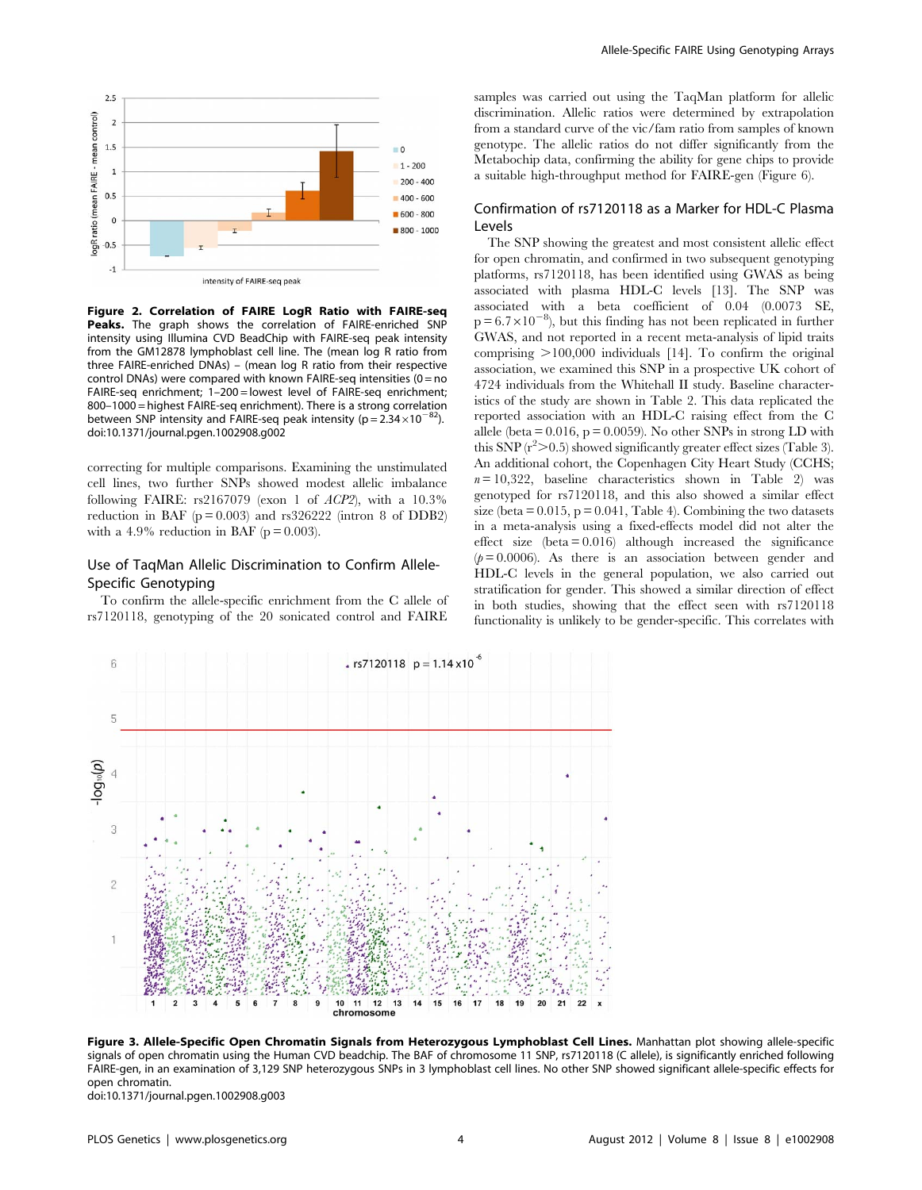**Figure 2. Correlation of FAIRE LogR Ratio with FAIRE-seq Peaks.** The graph shows the correlation of FAIRE-enriched SNP intensity using Illumina CVD BeadChip with FAIRE-seq peak intensity from the GM12878 lymphoblast cell line. The (mean log R ratio from three FAIRE-enriched DNAs) – (mean log R ratio from their respective control DNAs) were compared with known FAIRE-seq intensities (0 = no FAIRE-seq enrichment; 1–200 = lowest level of FAIRE-seq enrichment; 800–1000 = highest FAIRE-seq enrichment). There is a strong correlation between SNP intensity and FAIRE-seq peak intensity ($p = 2.34 \times 10^{-82}$).
doi:10.1371/journal.pgen.1002908.g002

correcting for multiple comparisons. Examining the unstimulated cell lines, two further SNPs showed modest allelic imbalance following FAIRE: rs2167079 (exon 1 of *ACP2*), with a 10.3% reduction in BAF ($p = 0.003$) and rs326222 (intron 8 of DDB2) with a 4.9% reduction in BAF ($p = 0.003$).

### Use of TaqMan Allelic Discrimination to Confirm Allele-Specific Genotyping

To confirm the allele-specific enrichment from the C allele of rs7120118, genotyping of the 20 sonicated control and FAIRE samples was carried out using the TaqMan platform for allelic discrimination. Allelic ratios were determined by extrapolation from a standard curve of the vic/fam ratio from samples of known genotype. The allelic ratios do not differ significantly from the Metabochip data, confirming the ability for gene chips to provide a suitable high-throughput method for FAIRE-gen (Figure 6).

### Confirmation of rs7120118 as a Marker for HDL-C Plasma Levels

The SNP showing the greatest and most consistent allelic effect for open chromatin, and confirmed in two subsequent genotyping platforms, rs7120118, has been identified using GWAS as being associated with plasma HDL-C levels [13]. The SNP was associated with a beta coefficient of 0.04 (0.0073 SE, $p = 6.7 \times 10^{-8}$), but this finding has not been replicated in further GWAS, and not reported in a recent meta-analysis of lipid traits comprising >100,000 individuals [14]. To confirm the original association, we examined this SNP in a prospective UK cohort of 4724 individuals from the Whitehall II study. Baseline characteristics of the study are shown in Table 2. This data replicated the reported association with an HDL-C raising effect from the C allele (beta = 0.016, $p = 0.0059$). No other SNPs in strong LD with this SNP ($r^2 > 0.5$) showed significantly greater effect sizes (Table 3). An additional cohort, the Copenhagen City Heart Study (CCHS; $n = 10{,}322$, baseline characteristics shown in Table 2) was genotyped for rs7120118, and this also showed a similar effect size (beta = 0.015, $p = 0.041$, Table 4). Combining the two datasets in a meta-analysis using a fixed-effects model did not alter the effect size (beta = 0.016) although increased the significance ($p = 0.0006$). As there is an association between gender and HDL-C levels in the general population, we also carried out stratification for gender. This showed a similar direction of effect in both studies, showing that the effect seen with rs7120118 functionality is unlikely to be gender-specific. This correlates with

**Figure 3. Allele-Specific Open Chromatin Signals from Heterozygous Lymphoblast Cell Lines.** Manhattan plot showing allele-specific signals of open chromatin using the Human CVD beadchip. The BAF of chromosome 11 SNP, rs7120118 (C allele), is significantly enriched following FAIRE-gen, in an examination of 3,129 SNP heterozygous SNPs in 3 lymphoblast cell lines. No other SNP showed significant allele-specific effects for open chromatin.
doi:10.1371/journal.pgen.1002908.g003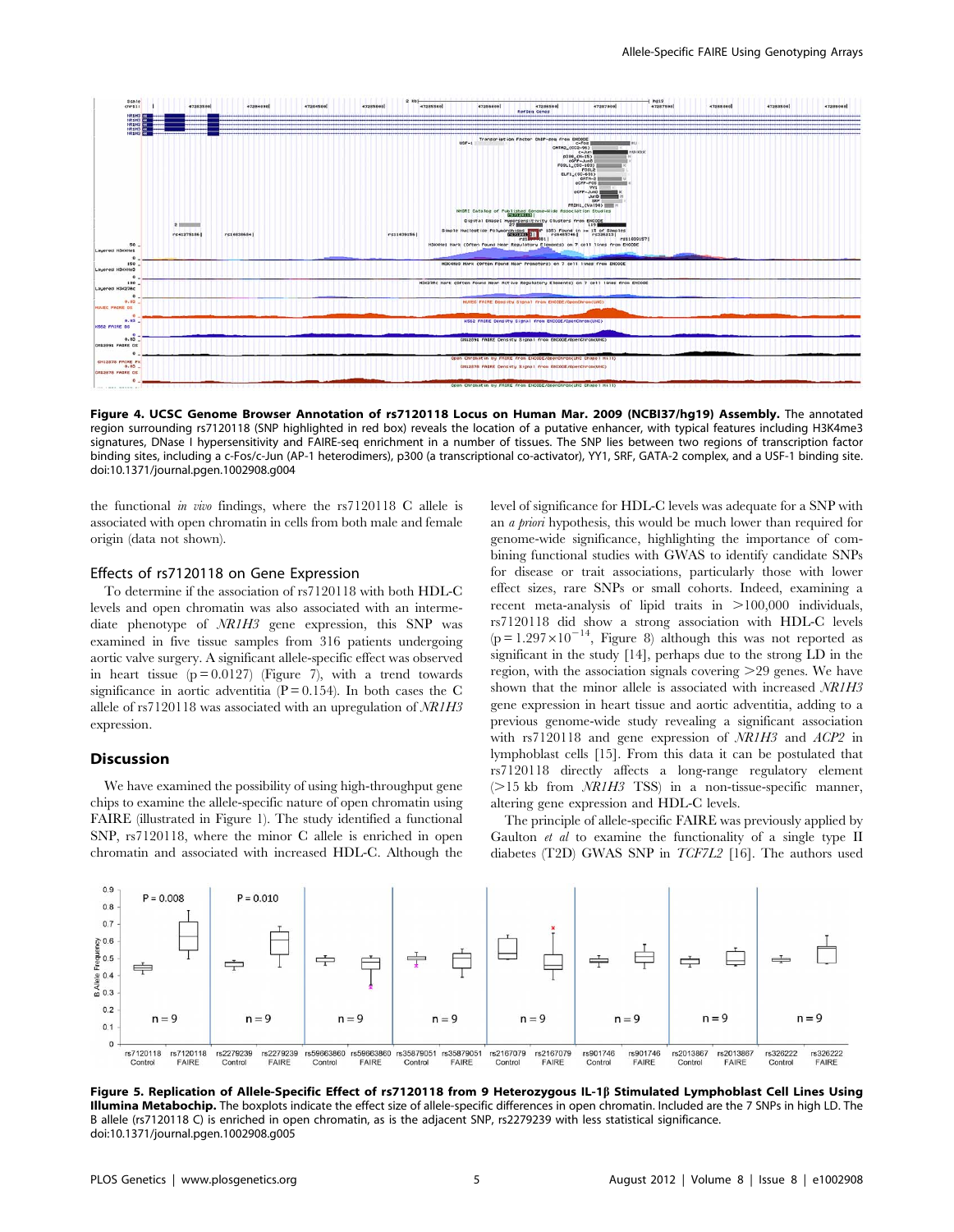**Figure 4. UCSC Genome Browser Annotation of rs7120118 Locus on Human Mar. 2009 (NCBI37/hg19) Assembly.** The annotated region surrounding rs7120118 (SNP highlighted in red box) reveals the location of a putative enhancer, with typical features including H3K4me3 signatures, DNase I hypersensitivity and FAIRE-seq enrichment in a number of tissues. The SNP lies between two regions of transcription factor binding sites, including a c-Fos/c-Jun (AP-1 heterodimers), p300 (a transcriptional co-activator), YY1, SRF, GATA-2 complex, and a USF-1 binding site.
doi:10.1371/journal.pgen.1002908.g004

the functional *in vivo* findings, where the rs7120118 C allele is associated with open chromatin in cells from both male and female origin (data not shown).

### Effects of rs7120118 on Gene Expression

To determine if the association of rs7120118 with both HDL-C levels and open chromatin was also associated with an intermediate phenotype of *NR1H3* gene expression, this SNP was examined in five tissue samples from 316 patients undergoing aortic valve surgery. A significant allele-specific effect was observed in heart tissue ($p = 0.0127$) (Figure 7), with a trend towards significance in aortic adventitia ($P = 0.154$). In both cases the C allele of rs7120118 was associated with an upregulation of *NR1H3* expression.

## Discussion

We have examined the possibility of using high-throughput gene chips to examine the allele-specific nature of open chromatin using FAIRE (illustrated in Figure 1). The study identified a functional SNP, rs7120118, where the minor C allele is enriched in open chromatin and associated with increased HDL-C. Although the level of significance for HDL-C levels was adequate for a SNP with an *a priori* hypothesis, this would be much lower than required for genome-wide significance, highlighting the importance of combining functional studies with GWAS to identify candidate SNPs for disease or trait associations, particularly those with lower effect sizes, rare SNPs or small cohorts. Indeed, examining a recent meta-analysis of lipid traits in >100,000 individuals, rs7120118 did show a strong association with HDL-C levels ($p = 1.297 \times 10^{-14}$, Figure 8) although this was not reported as significant in the study [14], perhaps due to the strong LD in the region, with the association signals covering >29 genes. We have shown that the minor allele is associated with increased *NR1H3* gene expression in heart tissue and aortic adventitia, adding to a previous genome-wide study revealing a significant association with rs7120118 and gene expression of *NR1H3* and *ACP2* in lymphoblast cells [15]. From this data it can be postulated that rs7120118 directly affects a long-range regulatory element (>15 kb from *NR1H3* TSS) in a non-tissue-specific manner, altering gene expression and HDL-C levels.

The principle of allele-specific FAIRE was previously applied by Gaulton *et al* to examine the functionality of a single type II diabetes (T2D) GWAS SNP in *TCF7L2* [16]. The authors used

**Figure 5. Replication of Allele-Specific Effect of rs7120118 from 9 Heterozygous IL-1β Stimulated Lymphoblast Cell Lines Using Illumina Metabochip.** The boxplots indicate the effect size of allele-specific differences in open chromatin. Included are the 7 SNPs in high LD. The B allele (rs7120118 C) is enriched in open chromatin, as is the adjacent SNP, rs2279239 with less statistical significance.
doi:10.1371/journal.pgen.1002908.g005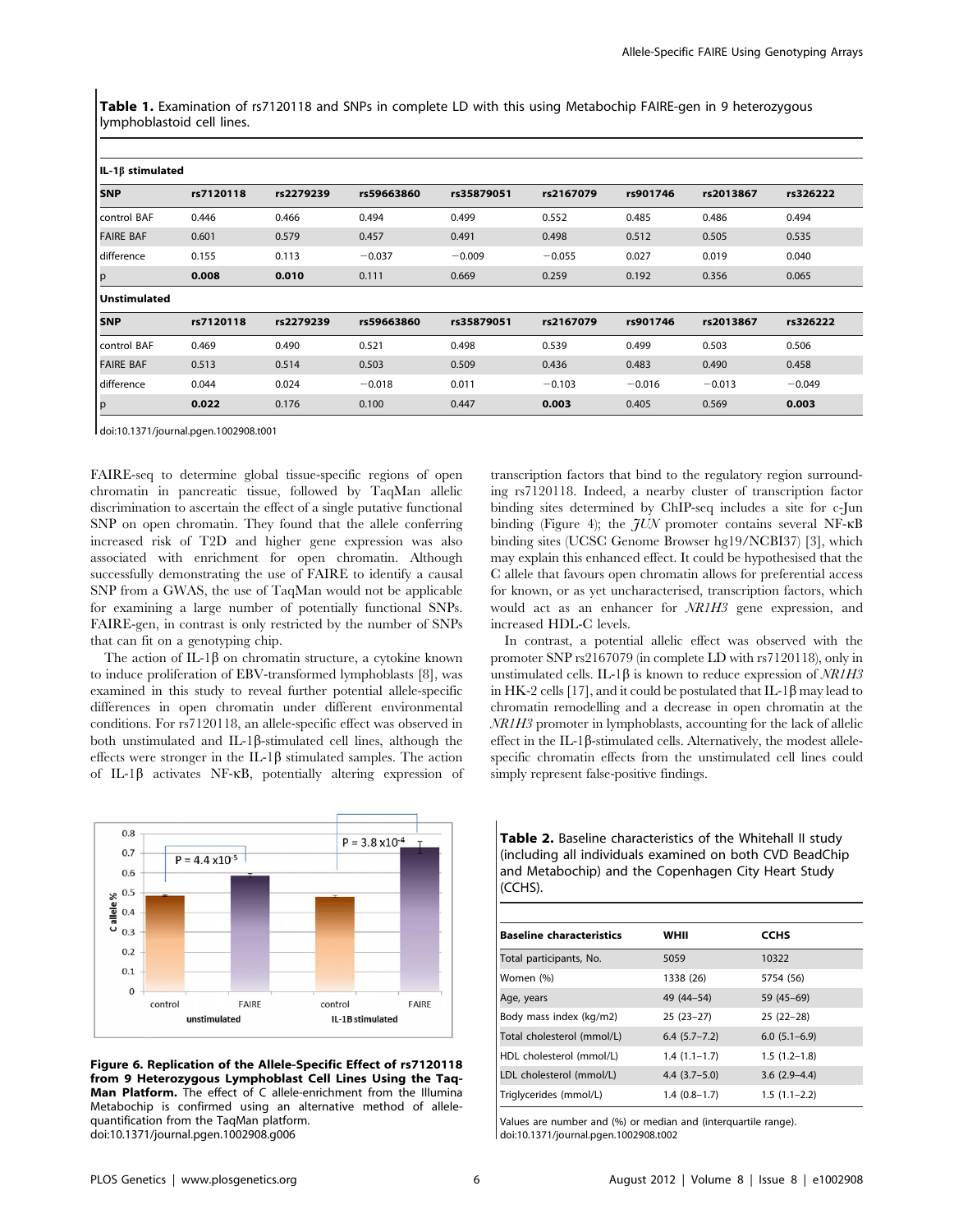**Table 1.** Examination of rs7120118 and SNPs in complete LD with this using Metabochip FAIRE-gen in 9 heterozygous lymphoblastoid cell lines.

| **IL-1β stimulated** | | | | | | | | |
|---|---|---|---|---|---|---|---|---|
| **SNP** | **rs7120118** | **rs2279239** | **rs59663860** | **rs35879051** | **rs2167079** | **rs901746** | **rs2013867** | **rs326222** |
| control BAF | 0.446 | 0.466 | 0.494 | 0.499 | 0.552 | 0.485 | 0.486 | 0.494 |
| FAIRE BAF | 0.601 | 0.579 | 0.457 | 0.491 | 0.498 | 0.512 | 0.505 | 0.535 |
| difference | 0.155 | 0.113 | −0.037 | −0.009 | −0.055 | 0.027 | 0.019 | 0.040 |
| p | **0.008** | **0.010** | 0.111 | 0.669 | 0.259 | 0.192 | 0.356 | 0.065 |
| **Unstimulated** | | | | | | | | |
| **SNP** | **rs7120118** | **rs2279239** | **rs59663860** | **rs35879051** | **rs2167079** | **rs901746** | **rs2013867** | **rs326222** |
| control BAF | 0.469 | 0.490 | 0.521 | 0.498 | 0.539 | 0.499 | 0.503 | 0.506 |
| FAIRE BAF | 0.513 | 0.514 | 0.503 | 0.509 | 0.436 | 0.483 | 0.490 | 0.458 |
| difference | 0.044 | 0.024 | −0.018 | 0.011 | −0.103 | −0.016 | −0.013 | −0.049 |
| p | **0.022** | 0.176 | 0.100 | 0.447 | **0.003** | 0.405 | 0.569 | **0.003** |

doi:10.1371/journal.pgen.1002908.t001

FAIRE-seq to determine global tissue-specific regions of open chromatin in pancreatic tissue, followed by TaqMan allelic discrimination to ascertain the effect of a single putative functional SNP on open chromatin. They found that the allele conferring increased risk of T2D and higher gene expression was also associated with enrichment for open chromatin. Although successfully demonstrating the use of FAIRE to identify a causal SNP from a GWAS, the use of TaqMan would not be applicable for examining a large number of potentially functional SNPs. FAIRE-gen, in contrast is only restricted by the number of SNPs that can fit on a genotyping chip.

The action of IL-1β on chromatin structure, a cytokine known to induce proliferation of EBV-transformed lymphoblasts [8], was examined in this study to reveal further potential allele-specific differences in open chromatin under different environmental conditions. For rs7120118, an allele-specific effect was observed in both unstimulated and IL-1β-stimulated cell lines, although the effects were stronger in the IL-1β stimulated samples. The action of IL-1β activates NF-κB, potentially altering expression of transcription factors that bind to the regulatory region surrounding rs7120118. Indeed, a nearby cluster of transcription factor binding sites determined by ChIP-seq includes a site for c-Jun binding (Figure 4); the *JUN* promoter contains several NF-κB binding sites (UCSC Genome Browser hg19/NCBI37) [3], which may explain this enhanced effect. It could be hypothesised that the C allele that favours open chromatin allows for preferential access for known, or as yet uncharacterised, transcription factors, which would act as an enhancer for *NR1H3* gene expression, and increased HDL-C levels.

In contrast, a potential allelic effect was observed with the promoter SNP rs2167079 (in complete LD with rs7120118), only in unstimulated cells. IL-1β is known to reduce expression of *NR1H3* in HK-2 cells [17], and it could be postulated that IL-1β may lead to chromatin remodelling and a decrease in open chromatin at the *NR1H3* promoter in lymphoblasts, accounting for the lack of allelic effect in the IL-1β-stimulated cells. Alternatively, the modest allele-specific chromatin effects from the unstimulated cell lines could simply represent false-positive findings.

**Figure 6. Replication of the Allele-Specific Effect of rs7120118 from 9 Heterozygous Lymphoblast Cell Lines Using the TaqMan Platform.** The effect of C allele-enrichment from the Illumina Metabochip is confirmed using an alternative method of allele-quantification from the TaqMan platform.
doi:10.1371/journal.pgen.1002908.g006

**Table 2.** Baseline characteristics of the Whitehall II study (including all individuals examined on both CVD BeadChip and Metabochip) and the Copenhagen City Heart Study (CCHS).

| **Baseline characteristics** | **WHII** | **CCHS** |
|---|---|---|
| Total participants, No. | 5059 | 10322 |
| Women (%) | 1338 (26) | 5754 (56) |
| Age, years | 49 (44–54) | 59 (45–69) |
| Body mass index (kg/m2) | 25 (23–27) | 25 (22–28) |
| Total cholesterol (mmol/L) | 6.4 (5.7–7.2) | 6.0 (5.1–6.9) |
| HDL cholesterol (mmol/L) | 1.4 (1.1–1.7) | 1.5 (1.2–1.8) |
| LDL cholesterol (mmol/L) | 4.4 (3.7–5.0) | 3.6 (2.9–4.4) |
| Triglycerides (mmol/L) | 1.4 (0.8–1.7) | 1.5 (1.1–2.2) |

Values are number and (%) or median and (interquartile range).
doi:10.1371/journal.pgen.1002908.t002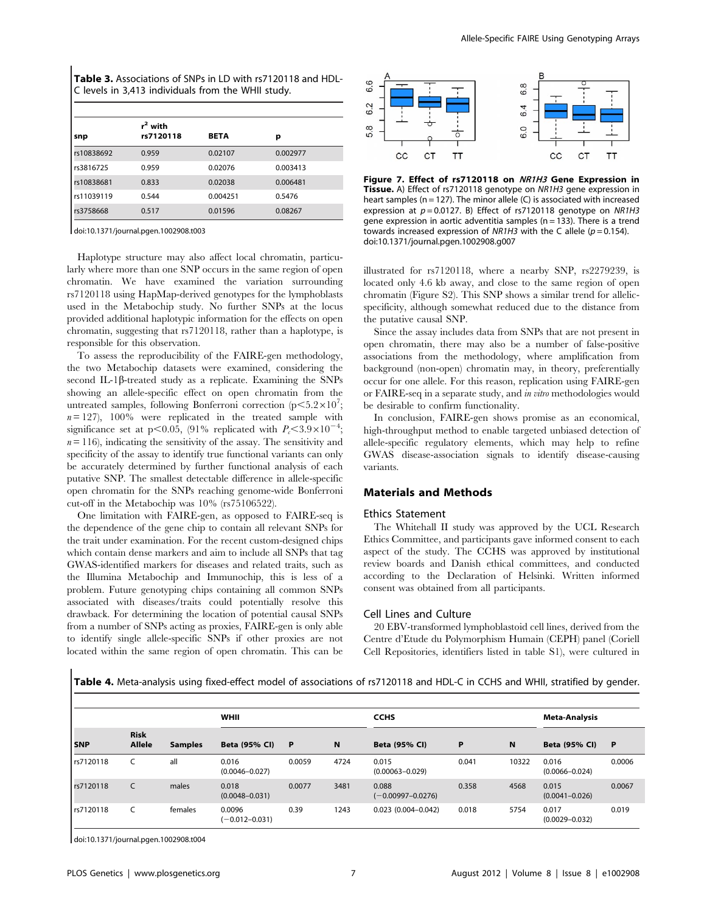**Table 3.** Associations of SNPs in LD with rs7120118 and HDL-C levels in 3,413 individuals from the WHII study.

| snp | $r^2$ with rs7120118 | BETA | p |
|---|---|---|---|
| rs10838692 | 0.959 | 0.02107 | 0.002977 |
| rs3816725 | 0.959 | 0.02076 | 0.003413 |
| rs10838681 | 0.833 | 0.02038 | 0.006481 |
| rs11039119 | 0.544 | 0.004251 | 0.5476 |
| rs3758668 | 0.517 | 0.01596 | 0.08267 |

doi:10.1371/journal.pgen.1002908.t003

Haplotype structure may also affect local chromatin, particularly where more than one SNP occurs in the same region of open chromatin. We have examined the variation surrounding rs7120118 using HapMap-derived genotypes for the lymphoblasts used in the Metabochip study. No further SNPs at the locus provided additional haplotypic information for the effects on open chromatin, suggesting that rs7120118, rather than a haplotype, is responsible for this observation.

To assess the reproducibility of the FAIRE-gen methodology, the two Metabochip datasets were examined, considering the second IL-1β-treated study as a replicate. Examining the SNPs showing an allele-specific effect on open chromatin from the untreated samples, following Bonferroni correction ($p < 5.2 \times 10^{7}$; $n = 127$), 100% were replicated in the treated sample with significance set at $p < 0.05$, (91% replicated with $P_c < 3.9 \times 10^{-4}$; $n = 116$), indicating the sensitivity of the assay. The sensitivity and specificity of the assay to identify true functional variants can only be accurately determined by further functional analysis of each putative SNP. The smallest detectable difference in allele-specific open chromatin for the SNPs reaching genome-wide Bonferroni cut-off in the Metabochip was 10% (rs75106522).

One limitation with FAIRE-gen, as opposed to FAIRE-seq is the dependence of the gene chip to contain all relevant SNPs for the trait under examination. For the recent custom-designed chips which contain dense markers and aim to include all SNPs that tag GWAS-identified markers for diseases and related traits, such as the Illumina Metabochip and Immunochip, this is less of a problem. Future genotyping chips containing all common SNPs associated with diseases/traits could potentially resolve this drawback. For determining the location of potential causal SNPs from a number of SNPs acting as proxies, FAIRE-gen is only able to identify single allele-specific SNPs if other proxies are not located within the same region of open chromatin. This can be illustrated for rs7120118, where a nearby SNP, rs2279239, is located only 4.6 kb away, and close to the same region of open chromatin (Figure S2). This SNP shows a similar trend for allelic-specificity, although somewhat reduced due to the distance from the putative causal SNP.

**Figure 7. Effect of rs7120118 on *NR1H3* Gene Expression in Tissue.** A) Effect of rs7120118 genotype on *NR1H3* gene expression in heart samples (n = 127). The minor allele (C) is associated with increased expression at $p = 0.0127$. B) Effect of rs7120118 genotype on *NR1H3* gene expression in aortic adventitia samples (n = 133). There is a trend towards increased expression of *NR1H3* with the C allele ($p = 0.154$). doi:10.1371/journal.pgen.1002908.g007

Since the assay includes data from SNPs that are not present in open chromatin, there may also be a number of false-positive associations from the methodology, where amplification from background (non-open) chromatin may, in theory, preferentially occur for one allele. For this reason, replication using FAIRE-gen or FAIRE-seq in a separate study, and *in vitro* methodologies would be desirable to confirm functionality.

In conclusion, FAIRE-gen shows promise as an economical, high-throughput method to enable targeted unbiased detection of allele-specific regulatory elements, which may help to refine GWAS disease-association signals to identify disease-causing variants.

## Materials and Methods

### Ethics Statement

The Whitehall II study was approved by the UCL Research Ethics Committee, and participants gave informed consent to each aspect of the study. The CCHS was approved by institutional review boards and Danish ethical committees, and conducted according to the Declaration of Helsinki. Written informed consent was obtained from all participants.

### Cell Lines and Culture

20 EBV-transformed lymphoblastoid cell lines, derived from the Centre d'Etude du Polymorphism Humain (CEPH) panel (Coriell Cell Repositories, identifiers listed in table S1), were cultured in

**Table 4.** Meta-analysis using fixed-effect model of associations of rs7120118 and HDL-C in CCHS and WHII, stratified by gender.

| | | | WHII | | | CCHS | | | Meta-Analysis | |
|---|---|---|---|---|---|---|---|---|---|---|
| SNP | Risk Allele | Samples | Beta (95% CI) | P | N | Beta (95% CI) | P | N | Beta (95% CI) | P |
| rs7120118 | C | all | 0.016 (0.0046–0.027) | 0.0059 | 4724 | 0.015 (0.00063–0.029) | 0.041 | 10322 | 0.016 (0.0066–0.024) | 0.0006 |
| rs7120118 | C | males | 0.018 (0.0048–0.031) | 0.0077 | 3481 | 0.088 (−0.00997–0.0276) | 0.358 | 4568 | 0.015 (0.0041–0.026) | 0.0067 |
| rs7120118 | C | females | 0.0096 (−0.012–0.031) | 0.39 | 1243 | 0.023 (0.004–0.042) | 0.018 | 5754 | 0.017 (0.0029–0.032) | 0.019 |

doi:10.1371/journal.pgen.1002908.t004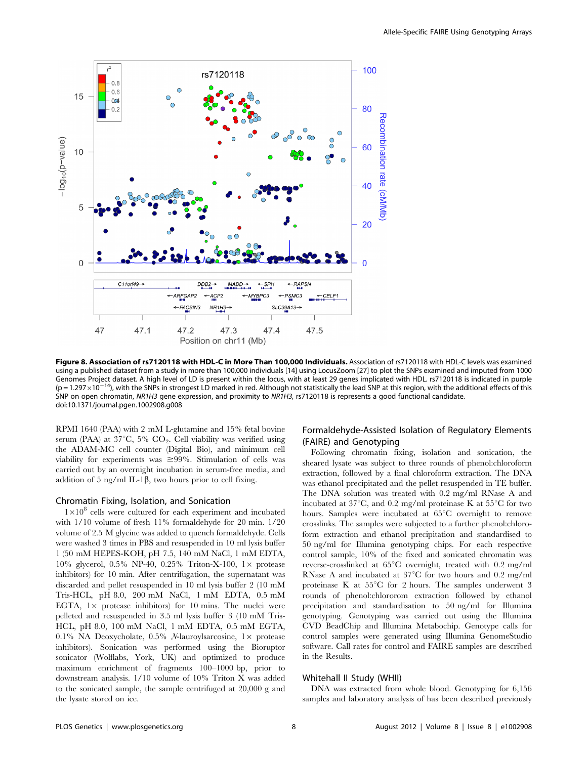**Figure 8. Association of rs7120118 with HDL-C in More Than 100,000 Individuals.** Association of rs7120118 with HDL-C levels was examined using a published dataset from a study in more than 100,000 individuals [14] using LocusZoom [27] to plot the SNPs examined and imputed from 1000 Genomes Project dataset. A high level of LD is present within the locus, with at least 29 genes implicated with HDL. rs7120118 is indicated in purple ($p = 1.297 \times 10^{-14}$), with the SNPs in strongest LD marked in red. Although not statistically the lead SNP at this region, with the additional effects of this SNP on open chromatin, *NR1H3* gene expression, and proximity to *NR1H3*, rs7120118 is represents a good functional candidate.
doi:10.1371/journal.pgen.1002908.g008

RPMI 1640 (PAA) with 2 mM L-glutamine and 15% fetal bovine serum (PAA) at 37°C, 5% $CO_2$. Cell viability was verified using the ADAM-MC cell counter (Digital Bio), and minimum cell viability for experiments was ≥99%. Stimulation of cells was carried out by an overnight incubation in serum-free media, and addition of 5 ng/ml IL-1β, two hours prior to cell fixing.

## Chromatin Fixing, Isolation, and Sonication

$1 \times 10^8$ cells were cultured for each experiment and incubated with 1/10 volume of fresh 11% formaldehyde for 20 min. 1/20 volume of 2.5 M glycine was added to quench formaldehyde. Cells were washed 3 times in PBS and resuspended in 10 ml lysis buffer 1 (50 mM HEPES-KOH, pH 7.5, 140 mM NaCl, 1 mM EDTA, 10% glycerol, 0.5% NP-40, 0.25% Triton-X-100, 1× protease inhibitors) for 10 min. After centrifugation, the supernatant was discarded and pellet resuspended in 10 ml lysis buffer 2 (10 mM Tris-HCL, pH 8.0, 200 mM NaCl, 1 mM EDTA, 0.5 mM EGTA, 1× protease inhibitors) for 10 mins. The nuclei were pelleted and resuspended in 3.5 ml lysis buffer 3 (10 mM Tris-HCL, pH 8.0, 100 mM NaCl, 1 mM EDTA, 0.5 mM EGTA, 0.1% NA Deoxycholate, 0.5% *N*-lauroylsarcosine, 1× protease inhibitors). Sonication was performed using the Bioruptor sonicator (Wolflabs, York, UK) and optimized to produce maximum enrichment of fragments 100–1000 bp, prior to downstream analysis. 1/10 volume of 10% Triton X was added to the sonicated sample, the sample centrifuged at 20,000 g and the lysate stored on ice.

## Formaldehyde-Assisted Isolation of Regulatory Elements (FAIRE) and Genotyping

Following chromatin fixing, isolation and sonication, the sheared lysate was subject to three rounds of phenol:chloroform extraction, followed by a final chloroform extraction. The DNA was ethanol precipitated and the pellet resuspended in TE buffer. The DNA solution was treated with 0.2 mg/ml RNase A and incubated at 37°C, and 0.2 mg/ml proteinase K at 55°C for two hours. Samples were incubated at 65°C overnight to remove crosslinks. The samples were subjected to a further phenol:chloroform extraction and ethanol precipitation and standardised to 50 ng/ml for Illumina genotyping chips. For each respective control sample, 10% of the fixed and sonicated chromatin was reverse-crosslinked at 65°C overnight, treated with 0.2 mg/ml RNase A and incubated at 37°C for two hours and 0.2 mg/ml proteinase K at 55°C for 2 hours. The samples underwent 3 rounds of phenol:chlororom extraction followed by ethanol precipitation and standardisation to 50 ng/ml for Illumina genotyping. Genotyping was carried out using the Illumina CVD BeadChip and Illumina Metabochip. Genotype calls for control samples were generated using Illumina GenomeStudio software. Call rates for control and FAIRE samples are described in the Results.

## Whitehall II Study (WHII)

DNA was extracted from whole blood. Genotyping for 6,156 samples and laboratory analysis of has been described previously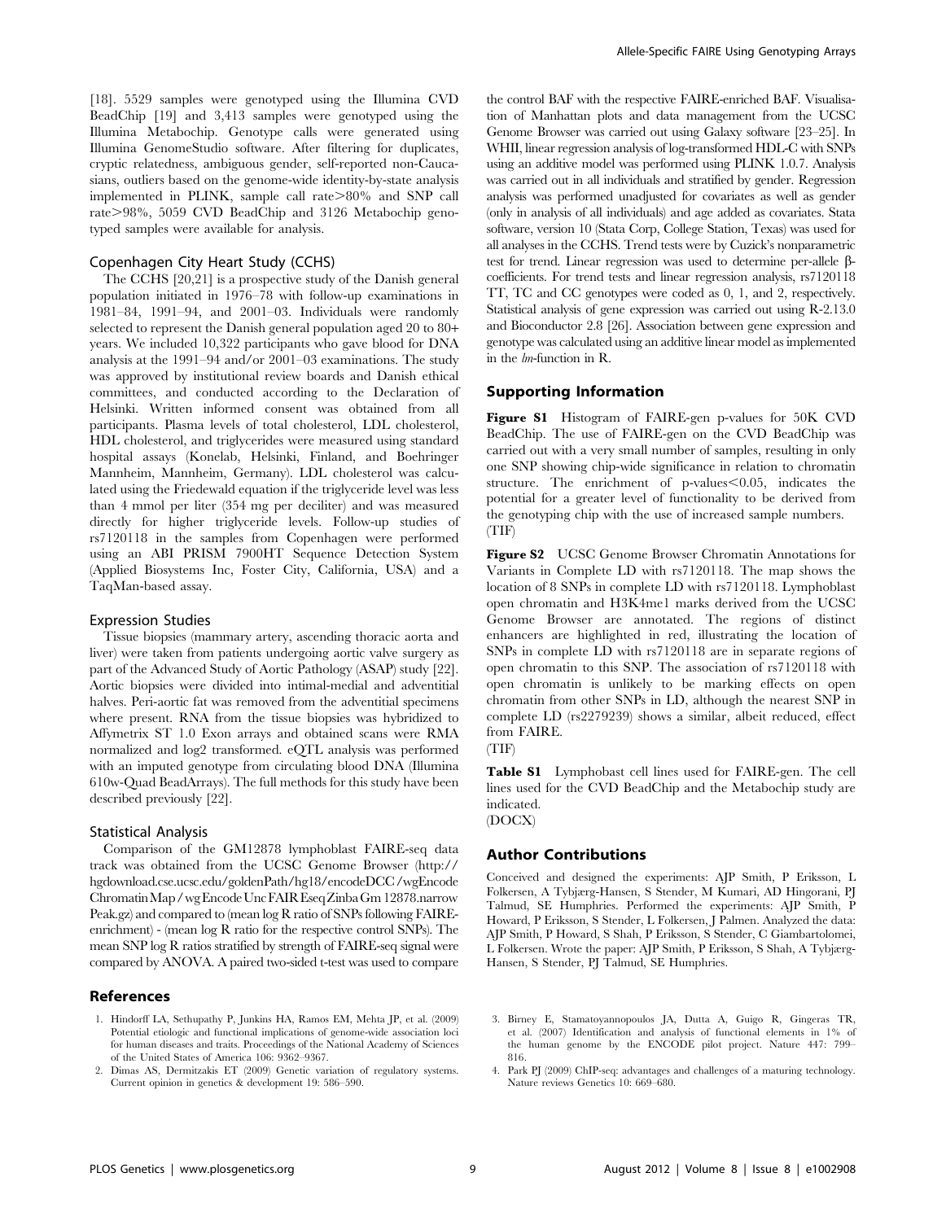[18]. 5529 samples were genotyped using the Illumina CVD BeadChip [19] and 3,413 samples were genotyped using the Illumina Metabochip. Genotype calls were generated using Illumina GenomeStudio software. After filtering for duplicates, cryptic relatedness, ambiguous gender, self-reported non-Caucasians, outliers based on the genome-wide identity-by-state analysis implemented in PLINK, sample call rate>80% and SNP call rate>98%, 5059 CVD BeadChip and 3126 Metabochip genotyped samples were available for analysis.

### Copenhagen City Heart Study (CCHS)

The CCHS [20,21] is a prospective study of the Danish general population initiated in 1976–78 with follow-up examinations in 1981–84, 1991–94, and 2001–03. Individuals were randomly selected to represent the Danish general population aged 20 to 80+ years. We included 10,322 participants who gave blood for DNA analysis at the 1991–94 and/or 2001–03 examinations. The study was approved by institutional review boards and Danish ethical committees, and conducted according to the Declaration of Helsinki. Written informed consent was obtained from all participants. Plasma levels of total cholesterol, LDL cholesterol, HDL cholesterol, and triglycerides were measured using standard hospital assays (Konelab, Helsinki, Finland, and Boehringer Mannheim, Mannheim, Germany). LDL cholesterol was calculated using the Friedewald equation if the triglyceride level was less than 4 mmol per liter (354 mg per deciliter) and was measured directly for higher triglyceride levels. Follow-up studies of rs7120118 in the samples from Copenhagen were performed using an ABI PRISM 7900HT Sequence Detection System (Applied Biosystems Inc, Foster City, California, USA) and a TaqMan-based assay.

### Expression Studies

Tissue biopsies (mammary artery, ascending thoracic aorta and liver) were taken from patients undergoing aortic valve surgery as part of the Advanced Study of Aortic Pathology (ASAP) study [22]. Aortic biopsies were divided into intimal-medial and adventitial halves. Peri-aortic fat was removed from the adventitial specimens where present. RNA from the tissue biopsies was hybridized to Affymetrix ST 1.0 Exon arrays and obtained scans were RMA normalized and log2 transformed. eQTL analysis was performed with an imputed genotype from circulating blood DNA (Illumina 610w-Quad BeadArrays). The full methods for this study have been described previously [22].

### Statistical Analysis

Comparison of the GM12878 lymphoblast FAIRE-seq data track was obtained from the UCSC Genome Browser (http://hgdownload.cse.ucsc.edu/goldenPath/hg18/encodeDCC/wgEncodeChromatinMap/wgEncodeUncFAIREseqZinbaGm12878.narrowPeak.gz) and compared to (mean log R ratio of SNPs following FAIRE-enrichment) - (mean log R ratio for the respective control SNPs). The mean SNP log R ratios stratified by strength of FAIRE-seq signal were compared by ANOVA. A paired two-sided t-test was used to compare the control BAF with the respective FAIRE-enriched BAF. Visualisation of Manhattan plots and data management from the UCSC Genome Browser was carried out using Galaxy software [23–25]. In WHII, linear regression analysis of log-transformed HDL-C with SNPs using an additive model was performed using PLINK 1.0.7. Analysis was carried out in all individuals and stratified by gender. Regression analysis was performed unadjusted for covariates as well as gender (only in analysis of all individuals) and age added as covariates. Stata software, version 10 (Stata Corp, College Station, Texas) was used for all analyses in the CCHS. Trend tests were by Cuzick's nonparametric test for trend. Linear regression was used to determine per-allele β-coefficients. For trend tests and linear regression analysis, rs7120118 TT, TC and CC genotypes were coded as 0, 1, and 2, respectively. Statistical analysis of gene expression was carried out using R-2.13.0 and Bioconductor 2.8 [26]. Association between gene expression and genotype was calculated using an additive linear model as implemented in the *lm*-function in R.

## Supporting Information

**Figure S1** Histogram of FAIRE-gen p-values for 50K CVD BeadChip. The use of FAIRE-gen on the CVD BeadChip was carried out with a very small number of samples, resulting in only one SNP showing chip-wide significance in relation to chromatin structure. The enrichment of p-values<0.05, indicates the potential for a greater level of functionality to be derived from the genotyping chip with the use of increased sample numbers.
(TIF)

**Figure S2** UCSC Genome Browser Chromatin Annotations for Variants in Complete LD with rs7120118. The map shows the location of 8 SNPs in complete LD with rs7120118. Lymphoblast open chromatin and H3K4me1 marks derived from the UCSC Genome Browser are annotated. The regions of distinct enhancers are highlighted in red, illustrating the location of SNPs in complete LD with rs7120118 are in separate regions of open chromatin to this SNP. The association of rs7120118 with open chromatin is unlikely to be marking effects on open chromatin from other SNPs in LD, although the nearest SNP in complete LD (rs2279239) shows a similar, albeit reduced, effect from FAIRE.
(TIF)

**Table S1** Lymphobast cell lines used for FAIRE-gen. The cell lines used for the CVD BeadChip and the Metabochip study are indicated.
(DOCX)

## Author Contributions

Conceived and designed the experiments: AJP Smith, P Eriksson, L Folkersen, A Tybjærg-Hansen, S Stender, M Kumari, AD Hingorani, PJ Talmud, SE Humphries. Performed the experiments: AJP Smith, P Howard, P Eriksson, S Stender, L Folkersen, J Palmen. Analyzed the data: AJP Smith, P Howard, S Shah, P Eriksson, S Stender, C Giambartolomei, L Folkersen. Wrote the paper: AJP Smith, P Eriksson, S Shah, A Tybjærg-Hansen, S Stender, PJ Talmud, SE Humphries.

## References

1. Hindorff LA, Sethupathy P, Junkins HA, Ramos EM, Mehta JP, et al. (2009) Potential etiologic and functional implications of genome-wide association loci for human diseases and traits. Proceedings of the National Academy of Sciences of the United States of America 106: 9362–9367.
2. Dimas AS, Dermitzakis ET (2009) Genetic variation of regulatory systems. Current opinion in genetics & development 19: 586–590.
3. Birney E, Stamatoyannopoulos JA, Dutta A, Guigo R, Gingeras TR, et al. (2007) Identification and analysis of functional elements in 1% of the human genome by the ENCODE pilot project. Nature 447: 799–816.
4. Park PJ (2009) ChIP-seq: advantages and challenges of a maturing technology. Nature reviews Genetics 10: 669–680.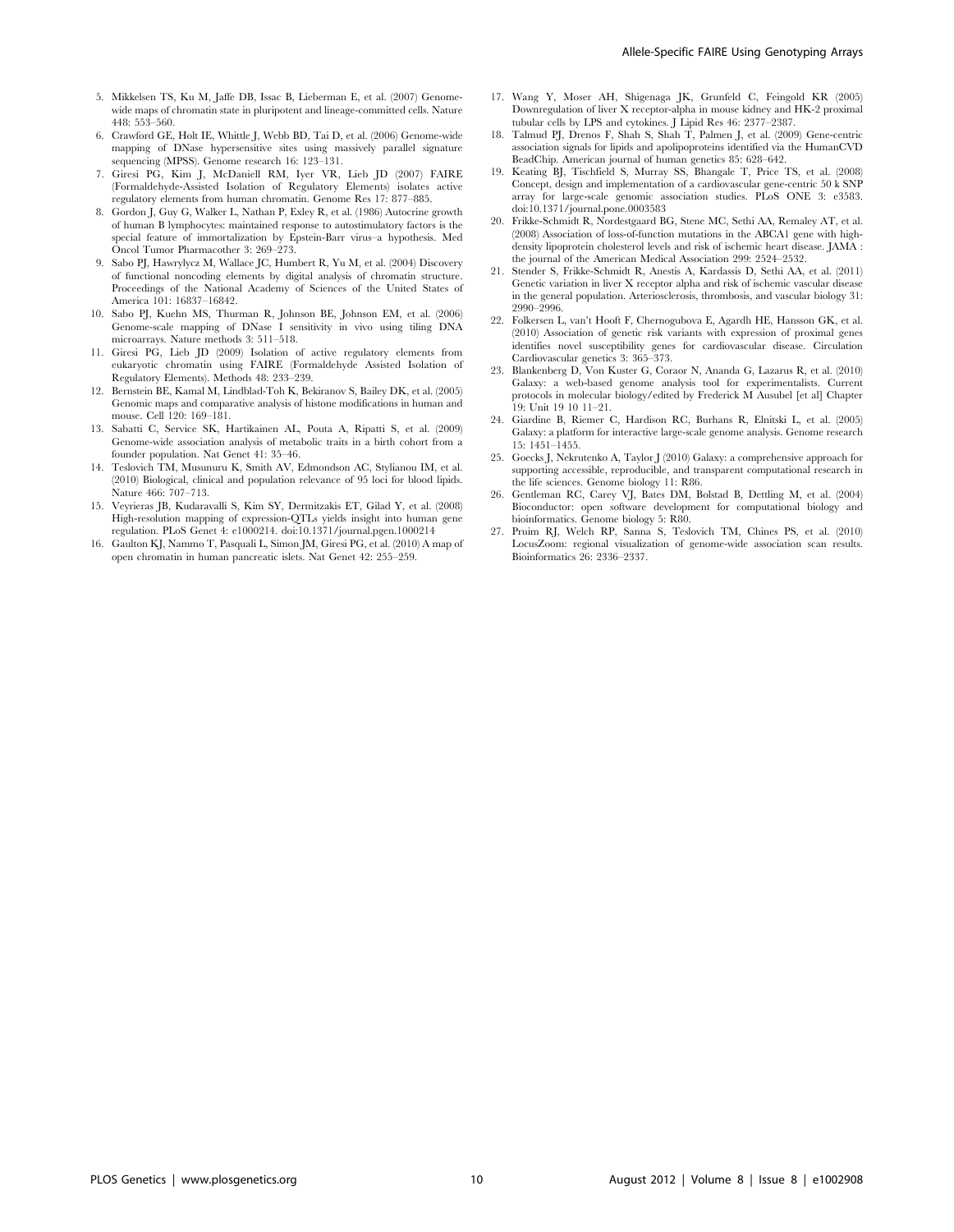5. Mikkelsen TS, Ku M, Jaffe DB, Issac B, Lieberman E, et al. (2007) Genome-wide maps of chromatin state in pluripotent and lineage-committed cells. Nature 448: 553–560.
6. Crawford GE, Holt IE, Whittle J, Webb BD, Tai D, et al. (2006) Genome-wide mapping of DNase hypersensitive sites using massively parallel signature sequencing (MPSS). Genome research 16: 123–131.
7. Giresi PG, Kim J, McDaniell RM, Iyer VR, Lieb JD (2007) FAIRE (Formaldehyde-Assisted Isolation of Regulatory Elements) isolates active regulatory elements from human chromatin. Genome Res 17: 877–885.
8. Gordon J, Guy G, Walker L, Nathan P, Exley R, et al. (1986) Autocrine growth of human B lymphocytes: maintained response to autostimulatory factors is the special feature of immortalization by Epstein-Barr virus–a hypothesis. Med Oncol Tumor Pharmacother 3: 269–273.
9. Sabo PJ, Hawrylycz M, Wallace JC, Humbert R, Yu M, et al. (2004) Discovery of functional noncoding elements by digital analysis of chromatin structure. Proceedings of the National Academy of Sciences of the United States of America 101: 16837–16842.
10. Sabo PJ, Kuehn MS, Thurman R, Johnson BE, Johnson EM, et al. (2006) Genome-scale mapping of DNase I sensitivity in vivo using tiling DNA microarrays. Nature methods 3: 511–518.
11. Giresi PG, Lieb JD (2009) Isolation of active regulatory elements from eukaryotic chromatin using FAIRE (Formaldehyde Assisted Isolation of Regulatory Elements). Methods 48: 233–239.
12. Bernstein BE, Kamal M, Lindblad-Toh K, Bekiranov S, Bailey DK, et al. (2005) Genomic maps and comparative analysis of histone modifications in human and mouse. Cell 120: 169–181.
13. Sabatti C, Service SK, Hartikainen AL, Pouta A, Ripatti S, et al. (2009) Genome-wide association analysis of metabolic traits in a birth cohort from a founder population. Nat Genet 41: 35–46.
14. Teslovich TM, Musunuru K, Smith AV, Edmondson AC, Stylianou IM, et al. (2010) Biological, clinical and population relevance of 95 loci for blood lipids. Nature 466: 707–713.
15. Veyrieras JB, Kudaravalli S, Kim SY, Dermitzakis ET, Gilad Y, et al. (2008) High-resolution mapping of expression-QTLs yields insight into human gene regulation. PLoS Genet 4: e1000214. doi:10.1371/journal.pgen.1000214
16. Gaulton KJ, Nammo T, Pasquali L, Simon JM, Giresi PG, et al. (2010) A map of open chromatin in human pancreatic islets. Nat Genet 42: 255–259.
17. Wang Y, Moser AH, Shigenaga JK, Grunfeld C, Feingold KR (2005) Downregulation of liver X receptor-alpha in mouse kidney and HK-2 proximal tubular cells by LPS and cytokines. J Lipid Res 46: 2377–2387.
18. Talmud PJ, Drenos F, Shah S, Shah T, Palmen J, et al. (2009) Gene-centric association signals for lipids and apolipoproteins identified via the HumanCVD BeadChip. American journal of human genetics 85: 628–642.
19. Keating BJ, Tischfield S, Murray SS, Bhangale T, Price TS, et al. (2008) Concept, design and implementation of a cardiovascular gene-centric 50 k SNP array for large-scale genomic association studies. PLoS ONE 3: e3583. doi:10.1371/journal.pone.0003583
20. Frikke-Schmidt R, Nordestgaard BG, Stene MC, Sethi AA, Remaley AT, et al. (2008) Association of loss-of-function mutations in the ABCA1 gene with high-density lipoprotein cholesterol levels and risk of ischemic heart disease. JAMA : the journal of the American Medical Association 299: 2524–2532.
21. Stender S, Frikke-Schmidt R, Anestis A, Kardassis D, Sethi AA, et al. (2011) Genetic variation in liver X receptor alpha and risk of ischemic vascular disease in the general population. Arteriosclerosis, thrombosis, and vascular biology 31: 2990–2996.
22. Folkersen L, van't Hooft F, Chernogubova E, Agardh HE, Hansson GK, et al. (2010) Association of genetic risk variants with expression of proximal genes identifies novel susceptibility genes for cardiovascular disease. Circulation Cardiovascular genetics 3: 365–373.
23. Blankenberg D, Von Kuster G, Coraor N, Ananda G, Lazarus R, et al. (2010) Galaxy: a web-based genome analysis tool for experimentalists. Current protocols in molecular biology/edited by Frederick M Ausubel [et al] Chapter 19: Unit 19 10 11–21.
24. Giardine B, Riemer C, Hardison RC, Burhans R, Elnitski L, et al. (2005) Galaxy: a platform for interactive large-scale genome analysis. Genome research 15: 1451–1455.
25. Goecks J, Nekrutenko A, Taylor J (2010) Galaxy: a comprehensive approach for supporting accessible, reproducible, and transparent computational research in the life sciences. Genome biology 11: R86.
26. Gentleman RC, Carey VJ, Bates DM, Bolstad B, Dettling M, et al. (2004) Bioconductor: open software development for computational biology and bioinformatics. Genome biology 5: R80.
27. Pruim RJ, Welch RP, Sanna S, Teslovich TM, Chines PS, et al. (2010) LocusZoom: regional visualization of genome-wide association scan results. Bioinformatics 26: 2336–2337.